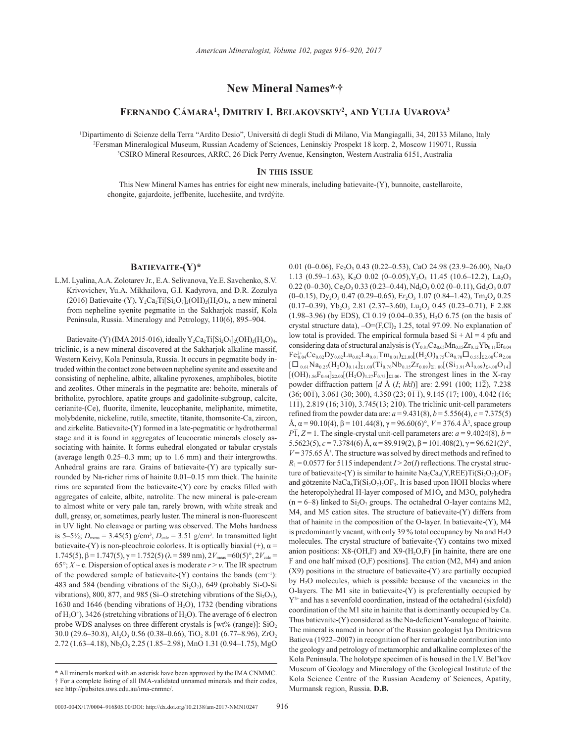# New Mineral Names*,†

## Fernando Cámara[1], Dmitriy I. Belakovskiy[2], and Yulia Uvarova[3]

[1]Dipartimento di Scienze della Terra "Ardito Desio", Universitá di degli Studi di Milano, Via Mangiagalli, 34, 20133 Milano, Italy
[2]Fersman Mineralogical Museum, Russian Academy of Sciences, Leninskiy Prospekt 18 korp. 2, Moscow 119071, Russia
[3]CSIRO Mineral Resources, ARRC, 26 Dick Perry Avenue, Kensington, Western Australia 6151, Australia

### In this issue

This New Mineral Names has entries for eight new minerals, including batievaite-(Y), bunnoite, castellaroite, chongite, gajardoite, jeffbenite, lucchesiite, and tvrdýite.

## Batievaite-(Y)*

L.M. Lyalina, A.A. Zolotarev Jr., E.A. Selivanova, Ye.E. Savchenko, S.V. Krivovichev, Yu.A. Mikhailova, G.I. Kadyrova, and D.R. Zozulya (2016) Batievaite-(Y), $Y_2Ca_2Ti[Si_2O_7]_2(OH)_2(H_2O)_4$, a new mineral from nepheline syenite pegmatite in the Sakharjok massif, Kola Peninsula, Russia. Mineralogy and Petrology, 110(6), 895–904.

Batievaite-(Y) (IMA 2015-016), ideally $Y_2Ca_2Ti[Si_2O_7]_2(OH)_2(H_2O)_4$, triclinic, is a new mineral discovered at the Sakharjok alkaline massif, Western Keivy, Kola Peninsula, Russia. It occurs in pegmatite body intruded within the contact zone between nepheline syenite and essexite and consisting of nepheline, albite, alkaline pyroxenes, amphiboles, biotite and zeolites. Other minerals in the pegmatite are: behoite, minerals of britholite, pyrochlore, apatite groups and gadolinite-subgroup, calcite, cerianite-(Ce), fluorite, ilmenite, leucophanite, meliphanite, mimetite, molybdenite, nickeline, rutile, smectite, titanite, thomsonite-Ca, zircon, and zirkelite. Batievaite-(Y) formed in a late-pegmatitic or hydrothermal stage and it is found in aggregates of leucocratic minerals closely associating with hainite. It forms euhedral elongated or tabular crystals (average length 0.25–0.3 mm; up to 1.6 mm) and their intergrowths. Anhedral grains are rare. Grains of batievaite-(Y) are typically surrounded by Na-richer rims of hainite 0.01–0.15 mm thick. The hainite rims are separated from the batievaite-(Y) core by cracks filled with aggregates of calcite, albite, natrolite. The new mineral is pale-cream to almost white or very pale tan, rarely brown, with white streak and dull, greasy, or, sometimes, pearly luster. The mineral is non-fluorescent in UV light. No cleavage or parting was observed. The Mohs hardness is 5–5½; $D_{meas}$ = 3.45(5) g/cm$^3$, $D_{calc}$ = 3.51 g/cm$^3$. In transmitted light batievaite-(Y) is non-pleochroic colorless. It is optically biaxial (+), $\alpha$ = 1.745(5), $\beta$ = 1.747(5), $\gamma$ = 1.752(5) ($\lambda$ = 589 nm), $2V_{meas}$ = 60(5)°, $2V_{calc}$ = 65°; $X \sim$ **c**. Dispersion of optical axes is moderate $r > v$. The IR spectrum of the powdered sample of batievaite-(Y) contains the bands (cm$^{-1}$): 483 and 584 (bending vibrations of the $Si_2O_7$), 649 (probably Si-O-Si vibrations), 800, 877, and 985 (Si–O stretching vibrations of the $Si_2O_7$), 1630 and 1646 (bending vibrations of $H_2O$), 1732 (bending vibrations of $H_3O^+$), 3426 (stretching vibrations of $H_2O$). The average of 6 electron probe WDS analyses on three different crystals is [wt% (range)]: $SiO_2$ 30.0 (29.6–30.8), $Al_2O_3$ 0.56 (0.38–0.66), $TiO_2$ 8.01 (6.77–8.96), $ZrO_2$ 2.72 (1.63–4.18), $Nb_2O_5$ 2.25 (1.85–2.98), MnO 1.31 (0.94–1.75), MgO 0.01 (0–0.06), $Fe_2O_3$ 0.43 (0.22–0.53), CaO 24.98 (23.9–26.00), $Na_2O$ 1.13 (0.59–1.63), $K_2O$ 0.02 (0–0.05), $Y_2O_3$ 11.45 (10.6–12.2), $La_2O_3$ 0.22 (0–0.30), $Ce_2O_3$ 0.33 (0.23–0.44), $Nd_2O_3$ 0.02 (0–0.11), $Gd_2O_3$ 0.07 (0–0.15), $Dy_2O_3$ 0.47 (0.29–0.65), $Er_2O_3$ 1.07 (0.84–1.42), $Tm_2O_3$ 0.25 (0.17–0.39), $Yb_2O_3$ 2.81 (2.37–3.60), $Lu_2O_3$ 0.45 (0.23–0.71), F 2.88 (1.98–3.96) (by EDS), Cl 0.19 (0.04–0.35), $H_2O$ 6.75 (on the basis of crystal structure data), $-O=(F,Cl)_2$ 1.25, total 97.09. No explanation of low total is provided. The empirical formula based Si + Al = 4 pfu and considering data of structural analysis is $(Y_{0.81}Ca_{0.65}Mn_{0.15}Zr_{0.12}Yb_{0.11}Er_{0.04}Fe^{3+}_{0.04}Ce_{0.02}Dy_{0.02}Lu_{0.02}La_{0.01}Tm_{0.01})_{\Sigma 2.00}[(H_2O)_{0.75}Ca_{0.70}\square_{0.55}]_{\Sigma 2.00}Ca_{2.00}[\square_{0.61}Na_{0.25}(H_2O)_{0.14}]_{\Sigma 1.00}(Ti_{0.76}Nb_{0.15}Zr_{0.09})_{\Sigma 1.00}[(Si_{3.91}Al_{0.09})_{\Sigma 4.00}O_{14}][(OH)_{1.56}F_{0.44}]_{\Sigma 2.00}[(H_2O)_{1.27}F_{0.73}]_{\Sigma 2.00}$. The strongest lines in the X-ray powder diffraction pattern [$d$ Å ($I$; $hkl$)] are: 2.991 (100; $11\overline{2}$), 7.238 (36; $00\overline{1}$), 3.061 (30; 300), 4.350 (23; $0\overline{1}\,\overline{1}$), 9.145 (17; 100), 4.042 (16; $11\overline{1}$), 2.819 (16; $3\overline{1}0$), 3.745(13; $2\overline{1}0$). The triclinic unit-cell parameters refined from the powder data are: $a$ = 9.431(8), $b$ = 5.556(4), $c$ = 7.375(5) Å, $\alpha$ = 90.10(4), $\beta$ = 101.44(8), $\gamma$ = 96.60(6)°, $V$ = 376.4 Å$^3$, space group $P\overline{1}$, $Z$ = 1. The single-crystal unit-cell parameters are: $a$ = 9.4024(8), $b$ = 5.5623(5), $c$ = 7.3784(6) Å, $\alpha$ = 89.919(2), $\beta$ = 101.408(2), $\gamma$ = 96.621(2)°, $V$ = 375.65 Å$^3$. The structure was solved by direct methods and refined to $R_1$ = 0.0577 for 5115 independent $I > 2\sigma(I)$ reflections. The crystal structure of batievaite-(Y) is similar to hainite $Na_2Ca_4(Y,REE)Ti(Si_2O_7)_2OF_3$ and götzenite $NaCa_6Ti(Si_2O_7)_2OF_3$. It is based upon HOH blocks where the heteropolyhedral H-layer composed of $M1O_n$ and $M3O_n$ polyhedra (n = 6–8) linked to $Si_2O_7$ groups. The octahedral O-layer contains M2, M4, and M5 cation sites. The structure of batievaite-(Y) differs from that of hainite in the composition of the O-layer. In batievaite-(Y), M4 is predominantly vacant, with only 39 % total occupancy by Na and $H_2O$ molecules. The crystal structure of batievaite-(Y) contains two mixed anion positions: X8-(OH,F) and X9-($H_2O$,F) [in hainite, there are one F and one half mixed (O,F) positions]. The cation (M2, M4) and anion (X9) positions in the structure of batievaite-(Y) are partially occupied by $H_2O$ molecules, which is possible because of the vacancies in the O-layers. The M1 site in batievaite-(Y) is preferentially occupied by $Y^{3+}$ and has a sevenfold coordination, instead of the octahedral (sixfold) coordination of the M1 site in hainite that is dominantly occupied by Ca. Thus batievaite-(Y) considered as the Na-deficient Y-analogue of hainite. The mineral is named in honor of the Russian geologist Iya Dmitrievna Batieva (1922–2007) in recognition of her remarkable contribution into the geology and petrology of metamorphic and alkaline complexes of the Kola Peninsula. The holotype specimen of is housed in the I.V. Bel'kov Museum of Geology and Mineralogy of the Geological Institute of the Kola Science Centre of the Russian Academy of Sciences, Apatity, Murmansk region, Russia. **D.B.**

---

\* All minerals marked with an asterisk have been approved by the IMA CNMMC.
† For a complete listing of all IMA-validated unnamed minerals and their codes, see http://pubsites.uws.edu.au/ima-cnmnc/.

0003-004X/17/0004–916$05.00/DOI: http://dx.doi.org/10.2138/am-2017-NMN10247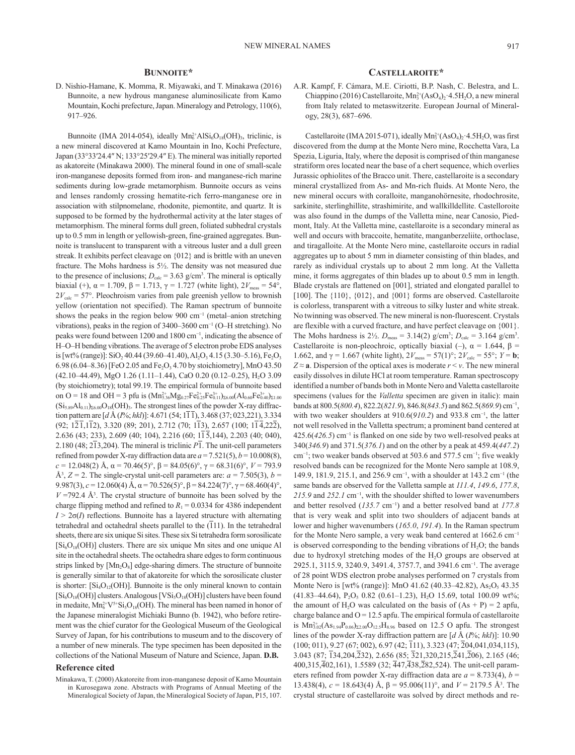## Bunnoite*

D. Nishio-Hamane, K. Momma, R. Miyawaki, and T. Minakawa (2016) Bunnoite, a new hydrous manganese aluminosilicate from Kamo Mountain, Kochi prefecture, Japan. Mineralogy and Petrology, 110(6), 917–926.

Bunnoite (IMA 2014-054), ideally $Mn^{2+}_6AlSi_6O_{18}(OH)_3$, triclinic, is a new mineral discovered at Kamo Mountain in Ino, Kochi Prefecture, Japan (33°33′24.4″ N; 133°25′29.4″ E). The mineral was initially reported as akatoreite (Minakawa 2000). The mineral found in one of small-scale iron-manganese deposits formed from iron- and manganese-rich marine sediments during low-grade metamorphism. Bunnoite occurs as veins and lenses randomly crossing hematite-rich ferro-manganese ore in association with stilpnomelane, rhodonite, piemontite, and quartz. It is supposed to be formed by the hydrothermal activity at the later stages of metamorphism. The mineral forms dull green, foliated subhedral crystals up to 0.5 mm in length or yellowish-green, fine-grained aggregates. Bunnoite is translucent to transparent with a vitreous luster and a dull green streak. It exhibits perfect cleavage on {012} and is brittle with an uneven fracture. The Mohs hardness is 5½. The density was not measured due to the presence of inclusions; $D_{calc}$ = 3.63 g/cm³. The mineral is optically biaxial (+), α = 1.709, β = 1.713, γ = 1.727 (white light), $2V_{meas}$ = 54°, $2V_{calc}$ = 57°. Pleochroism varies from pale greenish yellow to brownish yellow (orientation not specified). The Raman spectrum of bunnoite shows the peaks in the region below 900 cm⁻¹ (metal–anion stretching vibrations), peaks in the region of 3400–3600 cm⁻¹ (O–H stretching). No peaks were found between 1200 and 1800 cm⁻¹, indicating the absence of H–O–H bending vibrations. The average of 5 electron probe EDS analyses is [wt% (range)]: $SiO_2$ 40.44 (39.60–41.40), $Al_2O_3$ 4.15 (3.30–5.16), $Fe_2O_3$ 6.98 (6.04–8.36) [FeO 2.05 and $Fe_2O_3$ 4.70 by stoichiometry], MnO 43.50 (42.10–44.49), MgO 1.26 (1.11–1.44), CaO 0.20 (0.12–0.25), $H_2O$ 3.09 (by stoichiometry); total 99.19. The empirical formula of bunnoite based on O = 18 and OH = 3 pfu is $(Mn^{2+}_{5.36}Mg_{0.27}Fe^{2+}_{0.25}Fe^{3+}_{0.11})_{\Sigma 6.00}(Al_{0.60}Fe^{3+}_{0.40})_{\Sigma 1.00}(Si_{5.89}Al_{0.11})_{\Sigma 6.00}O_{18}(OH)_3$. The strongest lines of the powder X-ray diffraction pattern are [$d$ Å ($I$%; $hkl$)]: 4.671 (54; $1\bar{1}\bar{1}$), 3.468 (37; 023,221), 3.334 (92; $1\bar{2}\bar{1}$,$1\bar{1}2$), 3.320 (89; 201), 2.712 (70; $1\bar{1}3$), 2.657 (100; $1\bar{1}\bar{4}$,$22\bar{2}$), 2.636 (43; 233), 2.609 (40; 104), 2.216 (60; $1\bar{1}\bar{5}$,144), 2.203 (40; 040), 2.180 (48; $2\bar{1}3$,204). The mineral is triclinic $P\bar{1}$. The unit-cell parameters refined from powder X-ray diffraction data are $a$ = 7.521(5), $b$ = 10.008(8), $c$ = 12.048(2) Å, α = 70.46(5)°, β = 84.05(6)°, γ = 68.31(6)°, $V$ = 793.9 Å³, $Z$ = 2. The single-crystal unit-cell parameters are: $a$ = 7.505(3), $b$ = 9.987(3), $c$ = 12.060(4) Å, α = 70.526(5)°, β = 84.224(7)°, γ = 68.460(4)°, $V$ =792.4 Å³. The crystal structure of bunnoite has been solved by the charge flipping method and refined to $R_1$ = 0.0334 for 4386 independent $I > 2\sigma(I)$ reflections. Bunnoite has a layered structure with alternating tetrahedral and octahedral sheets parallel to the ($\bar{1}$11). In the tetrahedral sheets, there are six unique Si sites. These six Si tetrahedra form sorosilicate $[Si_6O_{18}(OH)]$ clusters. There are six unique Mn sites and one unique Al site in the octahedral sheets. The octahedra share edges to form continuous strips linked by $[Mn_2O_8]$ edge-sharing dimers. The structure of bunnoite is generally similar to that of akatoreite for which the sorosilicate cluster is shorter: $[Si_4O_{12}(OH)]$. Bunnoite is the only mineral known to contain $[Si_6O_{18}(OH)]$ clusters. Analogous $[VSi_5O_{18}(OH)]$ clusters have been found in medaite, $Mn^{2+}_6V^{5+}Si_5O_{18}(OH)$. The mineral has been named in honor of the Japanese mineralogist Michiaki Bunno (b. 1942), who before retirement was the chief curator for the Geological Museum of the Geological Survey of Japan, for his contributions to museum and to the discovery of a number of new minerals. The type specimen has been deposited in the collections of the National Museum of Nature and Science, Japan. **D.B.**

### Reference cited

Minakawa, T. (2000) Akatoreite from iron-manganese deposit of Kamo Mountain in Kurosegawa zone. Abstracts with Programs of Annual Meeting of the Mineralogical Society of Japan, the Mineralogical Society of Japan, P15, 107.

## Castellaroite*

A.R. Kampf, F. Cámara, M.E. Ciriotti, B.P. Nash, C. Belestra, and L. Chiappino (2016) Castellaroite, $Mn^{2+}_3(AsO_4)_2 \cdot 4.5H_2O$, a new mineral from Italy related to metaswitzerite. European Journal of Mineralogy, 28(3), 687–696.

Castellaroite (IMA 2015-071), ideally $Mn^{2+}_3(AsO_4)_2 \cdot 4.5H_2O$, was first discovered from the dump at the Monte Nero mine, Rocchetta Vara, La Spezia, Liguria, Italy, where the deposit is comprised of thin manganese stratiform ores located near the base of a chert sequence, which overlies Jurassic ophiolites of the Bracco unit. There, castellaroite is a secondary mineral crystallized from As- and Mn-rich fluids. At Monte Nero, the new mineral occurs with coralloite, manganohörnesite, rhodochrosite, sarkinite, sterlinghillite, strashimirite, and wallkilldellite. Castelloroite was also found in the dumps of the Valletta mine, near Canosio, Piedmont, Italy. At the Valletta mine, castellaroite is a secondary mineral as well and occurs with braccoite, hematite, manganberzeliite, orthoclase, and tiragalloite. At the Monte Nero mine, castellaroite occurs in radial aggregates up to about 5 mm in diameter consisting of thin blades, and rarely as individual crystals up to about 2 mm long. At the Valletta mine, it forms aggregates of thin blades up to about 0.5 mm in length. Blade crystals are flattened on [001], striated and elongated parallel to [100]. The {110}, {012}, and {001} forms are observed. Castellaroite is colorless, transparent with a vitreous to silky luster and white streak. No twinning was observed. The new mineral is non-fluorescent. Crystals are flexible with a curved fracture, and have perfect cleavage on {001}. The Mohs hardness is 2½. $D_{meas}$ = 3.14(2) g/cm³; $D_{calc}$ = 3.164 g/cm³. Castellaroite is non-pleochroic, optically biaxial (–), α = 1.644, β = 1.662, and γ = 1.667 (white light), $2V_{meas}$ = 57(1)°; $2V_{calc}$ = 55°; $Y$ = **b**; $Z \approx$ **a**. Dispersion of the optical axes is moderate $r < v$. The new mineral easily dissolves in dilute HCl at room temperature. Raman spectroscopy identified a number of bands both in Monte Nero and Valetta castellaroite specimens (values for the *Valletta* specimen are given in italic): main bands at 800.5(*800.4*), 822.2(*821.9*), 846.8(*843.5*) and 862.5(*869.9*) cm⁻¹, with two weaker shoulders at 910.6(*910.2*) and 933.8 cm⁻¹, the latter not well resolved in the Valletta spectrum; a prominent band centered at 425.6(*426.5*) cm⁻¹ is flanked on one side by two well-resolved peaks at 340(*346.9*) and 371.5(*376.1*) and on the other by a peak at 459.4(*447.2*) cm⁻¹; two weaker bands observed at 503.6 and 577.5 cm⁻¹; five weakly resolved bands can be recognized for the Monte Nero sample at 108.9, 149.9, 181.9, 215.1, and 256.9 cm⁻¹, with a shoulder at 143.2 cm⁻¹ (the same bands are observed for the Valletta sample at *111.4*, *149.6*, *177.8*, *215.9* and *252.1* cm⁻¹, with the shoulder shifted to lower wavenumbers and better resolved (*135.7* cm⁻¹) and a better resolved band at *177.8* that is very weak and split into two shoulders of adjacent bands at lower and higher wavenumbers (*165.0*, *191.4*). In the Raman spectrum for the Monte Nero sample, a very weak band centered at 1662.6 cm⁻¹ is observed corresponding to the bending vibrations of $H_2O$; the bands due to hydroxyl stretching modes of the $H_2O$ groups are observed at 2925.1, 3115.9, 3240.9, 3491.4, 3757.7, and 3941.6 cm⁻¹. The average of 28 point WDS electron probe analyses performed on 7 crystals from Monte Nero is [wt% (range)]: MnO 41.62 (40.33–42.82), $As_2O_5$ 43.35 (41.83–44.64), $P_2O_5$ 0.82 (0.61–1.23), $H_2O$ 15.69, total 100.09 wt%; the amount of $H_2O$ was calculated on the basis of (As + P) = 2 apfu, charge balance and O = 12.5 apfu. The empirical formula of castellaroite is $Mn^{2+}_{3.02}(As_{1.94}P_{0.06})_{\Sigma 2.00}O_{12.5}H_{8.96}$ based on 12.5 O apfu. The strongest lines of the powder X-ray diffraction pattern are [$d$ Å ($I$%; $hkl$)]: 10.90 (100; 011), 9.27 (67; 002), 6.97 (42; $\bar{1}$11), 3.323 (47; $\bar{2}$04,041,034,115), 3.043 (87; $\bar{1}$34,204,$\bar{2}$32), 2.656 (85; $\bar{3}$21,320,215,$\bar{2}$41,$\bar{2}$06), 2.165 (46; 400,315,$\bar{4}$02,161), 1.5589 (32; $\bar{4}$47,$\bar{4}$38,$\bar{2}$82,524). The unit-cell parameters refined from powder X-ray diffraction data are $a$ = 8.733(4), $b$ = 13.438(4), $c$ = 18.643(4) Å, β = 95.006(11)°, and $V$ = 2179.5 Å³. The crystal structure of castellaroite was solved by direct methods and re-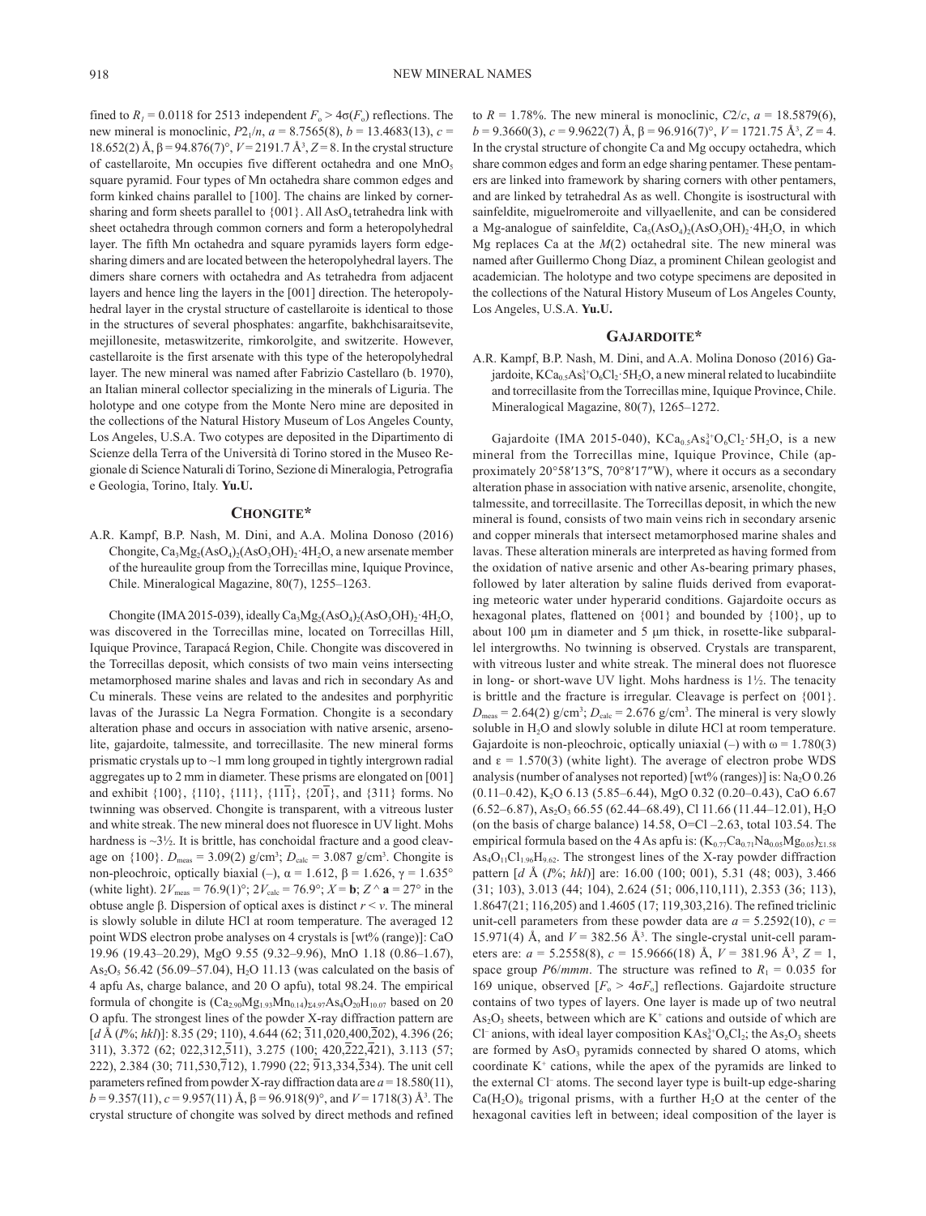fined to $R_1$ = 0.0118 for 2513 independent $F_o > 4\sigma(F_o)$ reflections. The new mineral is monoclinic, $P2_1/n$, $a$ = 8.7565(8), $b$ = 13.4683(13), $c$ = 18.652(2) Å, β = 94.876(7)°, $V$ = 2191.7 Å$^3$, $Z$ = 8. In the crystal structure of castellaroite, Mn occupies five different octahedra and one $MnO_5$ square pyramid. Four types of Mn octahedra share common edges and form kinked chains parallel to [100]. The chains are linked by corner-sharing and form sheets parallel to {001}. All $AsO_4$ tetrahedra link with sheet octahedra through common corners and form a heteropolyhedral layer. The fifth Mn octahedra and square pyramids layers form edge-sharing dimers and are located between the heteropolyhedral layers. The dimers share corners with octahedra and As tetrahedra from adjacent layers and hence ling the layers in the [001] direction. The heteropolyhedral layer in the crystal structure of castellaroite is identical to those in the structures of several phosphates: angarfite, bakhchisaraitsevite, mejillonesite, metaswitzerite, rimkorolgite, and switzerite. However, castellaroite is the first arsenate with this type of the heteropolyhedral layer. The new mineral was named after Fabrizio Castellaro (b. 1970), an Italian mineral collector specializing in the minerals of Liguria. The holotype and one cotype from the Monte Nero mine are deposited in the collections of the Natural History Museum of Los Angeles County, Los Angeles, U.S.A. Two cotypes are deposited in the Dipartimento di Scienze della Terra of the Università di Torino stored in the Museo Regionale di Science Naturali di Torino, Sezione di Mineralogia, Petrografia e Geologia, Torino, Italy. **Yu.U.**

## CHONGITE*

A.R. Kampf, B.P. Nash, M. Dini, and A.A. Molina Donoso (2016) Chongite, $Ca_3Mg_2(AsO_4)_2(AsO_3OH)_2{\cdot}4H_2O$, a new arsenate member of the hureaulite group from the Torrecillas mine, Iquique Province, Chile. Mineralogical Magazine, 80(7), 1255–1263.

Chongite (IMA 2015-039), ideally $Ca_3Mg_2(AsO_4)_2(AsO_3OH)_2{\cdot}4H_2O$, was discovered in the Torrecillas mine, located on Torrecillas Hill, Iquique Province, Tarapacá Region, Chile. Chongite was discovered in the Torrecillas deposit, which consists of two main veins intersecting metamorphosed marine shales and lavas and rich in secondary As and Cu minerals. These veins are related to the andesites and porphyritic lavas of the Jurassic La Negra Formation. Chongite is a secondary alteration phase and occurs in association with native arsenic, arsenolite, gajardoite, talmessite, and torrecillasite. The new mineral forms prismatic crystals up to ~1 mm long grouped in tightly intergrown radial aggregates up to 2 mm in diameter. These prisms are elongated on [001] and exhibit {100}, {110}, {111}, {11$\bar{1}$}, {20$\bar{1}$}, and {311} forms. No twinning was observed. Chongite is transparent, with a vitreous luster and white streak. The new mineral does not fluoresce in UV light. Mohs hardness is ~3½. It is brittle, has conchoidal fracture and a good cleavage on {100}. $D_{meas}$ = 3.09(2) g/cm$^3$; $D_{calc}$ = 3.087 g/cm$^3$. Chongite is non-pleochroic, optically biaxial (–), α = 1.612, β = 1.626, γ = 1.635° (white light). $2V_{meas}$ = 76.9(1)°; $2V_{calc}$ = 76.9°; $X$ = **b**; $Z$ ^ **a** = 27° in the obtuse angle β. Dispersion of optical axes is distinct $r < v$. The mineral is slowly soluble in dilute HCl at room temperature. The averaged 12 point WDS electron probe analyses on 4 crystals is [wt% (range)]: CaO 19.96 (19.43–20.29), MgO 9.55 (9.32–9.96), MnO 1.18 (0.86–1.67), $As_2O_5$ 56.42 (56.09–57.04), $H_2O$ 11.13 (was calculated on the basis of 4 apfu As, charge balance, and 20 O apfu), total 98.24. The empirical formula of chongite is $(Ca_{2.90}Mg_{1.93}Mn_{0.14})_{\Sigma 4.97}As_4O_{20}H_{10.07}$ based on 20 O apfu. The strongest lines of the powder X-ray diffraction pattern are [$d$ Å ($I$%; $hkl$)]: 8.35 (29; 110), 4.644 (62; $\bar{3}$11,020,400,$\bar{2}$02), 4.396 (26; 311), 3.372 (62; 022,312,$\bar{5}$11), 3.275 (100; 420,$\bar{2}$22,$\bar{4}$21), 3.113 (57; 222), 2.384 (30; 711,530,$\bar{7}$12), 1.7990 (22; $\bar{9}$13,334,$\bar{5}$34). The unit cell parameters refined from powder X-ray diffraction data are $a$ = 18.580(11), $b$ = 9.357(11), $c$ = 9.957(11) Å, β = 96.918(9)°, and $V$ = 1718(3) Å$^3$. The crystal structure of chongite was solved by direct methods and refined to $R$ = 1.78%. The new mineral is monoclinic, $C2/c$, $a$ = 18.5879(6), $b$ = 9.3660(3), $c$ = 9.9622(7) Å, β = 96.916(7)°, $V$ = 1721.75 Å$^3$, $Z$ = 4. In the crystal structure of chongite Ca and Mg occupy octahedra, which share common edges and form an edge sharing pentamer. These pentamers are linked into framework by sharing corners with other pentamers, and are linked by tetrahedral As as well. Chongite is isostructural with sainfeldite, miguelromeroite and villyaellenite, and can be considered a Mg-analogue of sainfeldite, $Ca_5(AsO_4)_2(AsO_3OH)_2{\cdot}4H_2O$, in which Mg replaces Ca at the $M$(2) octahedral site. The new mineral was named after Guillermo Chong Díaz, a prominent Chilean geologist and academician. The holotype and two cotype specimens are deposited in the collections of the Natural History Museum of Los Angeles County, Los Angeles, U.S.A. **Yu.U.**

## GAJARDOITE*

A.R. Kampf, B.P. Nash, M. Dini, and A.A. Molina Donoso (2016) Gajardoite, $KCa_{0.5}As^{3+}_4O_6Cl_2{\cdot}5H_2O$, a new mineral related to lucabindiite and torrecillasite from the Torrecillas mine, Iquique Province, Chile. Mineralogical Magazine, 80(7), 1265–1272.

Gajardoite (IMA 2015-040), $KCa_{0.5}As^{3+}_4O_6Cl_2{\cdot}5H_2O$, is a new mineral from the Torrecillas mine, Iquique Province, Chile (approximately 20°58′13″S, 70°8′17″W), where it occurs as a secondary alteration phase in association with native arsenic, arsenolite, chongite, talmessite, and torrecillasite. The Torrecillas deposit, in which the new mineral is found, consists of two main veins rich in secondary arsenic and copper minerals that intersect metamorphosed marine shales and lavas. These alteration minerals are interpreted as having formed from the oxidation of native arsenic and other As-bearing primary phases, followed by later alteration by saline fluids derived from evaporating meteoric water under hyperarid conditions. Gajardoite occurs as hexagonal plates, flattened on {001} and bounded by {100}, up to about 100 μm in diameter and 5 μm thick, in rosette-like subparallel intergrowths. No twinning is observed. Crystals are transparent, with vitreous luster and white streak. The mineral does not fluoresce in long- or short-wave UV light. Mohs hardness is 1½. The tenacity is brittle and the fracture is irregular. Cleavage is perfect on {001}. $D_{meas}$ = 2.64(2) g/cm$^3$; $D_{calc}$ = 2.676 g/cm$^3$. The mineral is very slowly soluble in $H_2O$ and slowly soluble in dilute HCl at room temperature. Gajardoite is non-pleochroic, optically uniaxial (–) with ω = 1.780(3) and ε = 1.570(3) (white light). The average of electron probe WDS analysis (number of analyses not reported) [wt% (ranges)] is: $Na_2O$ 0.26 (0.11–0.42), $K_2O$ 6.13 (5.85–6.44), MgO 0.32 (0.20–0.43), CaO 6.67 (6.52–6.87), $As_2O_3$ 66.55 (62.44–68.49), Cl 11.66 (11.44–12.01), $H_2O$ (on the basis of charge balance) 14.58, O=Cl –2.63, total 103.54. The empirical formula based on the 4 As apfu is: $(K_{0.77}Ca_{0.71}Na_{0.05}Mg_{0.05})_{\Sigma 1.58}As_4O_{11}Cl_{1.96}H_{9.62}$. The strongest lines of the X-ray powder diffraction pattern [$d$ Å ($I$%; $hkl$)] are: 16.00 (100; 001), 5.31 (48; 003), 3.466 (31; 103), 3.013 (44; 104), 2.624 (51; 006,110,111), 2.353 (36; 113), 1.8647(21; 116,205) and 1.4605 (17; 119,303,216). The refined triclinic unit-cell parameters from these powder data are $a$ = 5.2592(10), $c$ = 15.971(4) Å, and $V$ = 382.56 Å$^3$. The single-crystal unit-cell parameters are: $a$ = 5.2558(8), $c$ = 15.9666(18) Å, $V$ = 381.96 Å$^3$, $Z$ = 1, space group $P6/mmm$. The structure was refined to $R_1$ = 0.035 for 169 unique, observed [$F_o > 4\sigma F_o$] reflections. Gajardoite structure contains of two types of layers. One layer is made up of two neutral $As_2O_3$ sheets, between which are $K^+$ cations and outside of which are $Cl^-$ anions, with ideal layer composition $KAs^{3+}_4O_6Cl_2$; the $As_2O_3$ sheets are formed by $AsO_3$ pyramids connected by shared O atoms, which coordinate $K^+$ cations, while the apex of the pyramids are linked to the external $Cl^-$ atoms. The second layer type is built-up edge-sharing $Ca(H_2O)_6$ trigonal prisms, with a further $H_2O$ at the center of the hexagonal cavities left in between; ideal composition of the layer is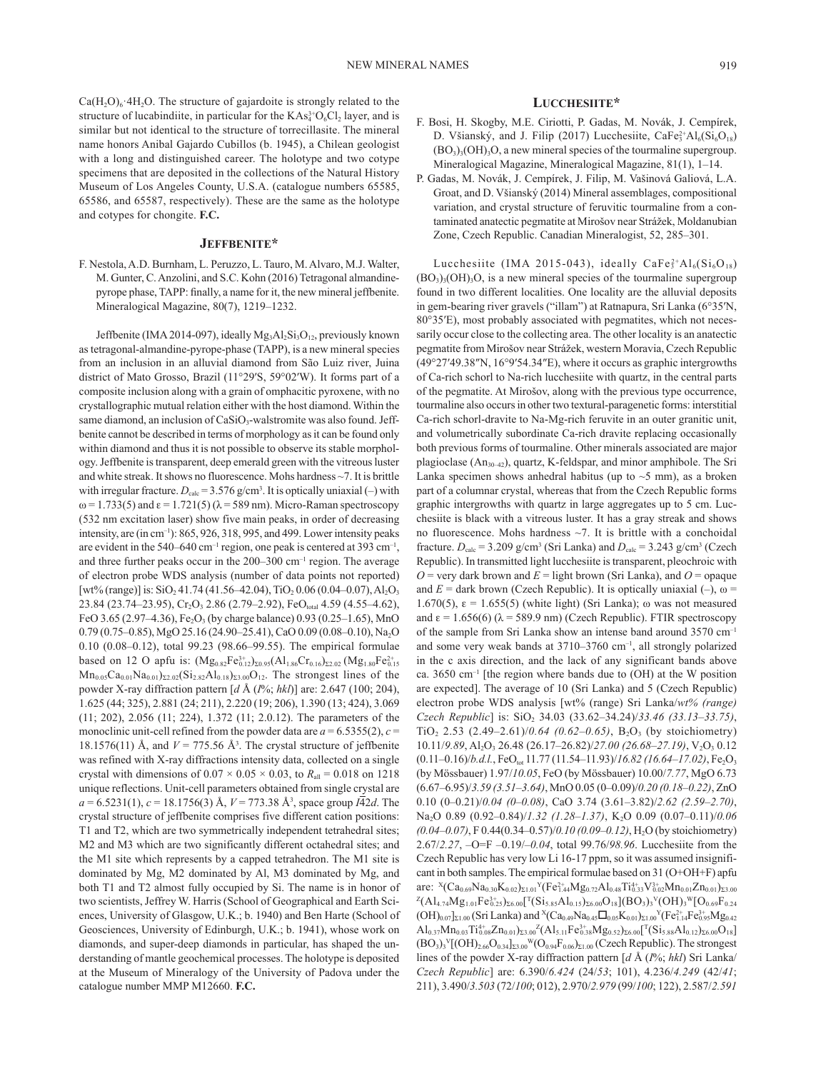$Ca(H_2O)_6·4H_2O$. The structure of gajardoite is strongly related to the structure of lucabindiite, in particular for the $KAs_4^{3+}O_6Cl_2$ layer, and is similar but not identical to the structure of torrecillasite. The mineral name honors Anibal Gajardo Cubillos (b. 1945), a Chilean geologist with a long and distinguished career. The holotype and two cotype specimens that are deposited in the collections of the Natural History Museum of Los Angeles County, U.S.A. (catalogue numbers 65585, 65586, and 65587, respectively). These are the same as the holotype and cotypes for chongite. **F.C.**

## Jeffbenite*

F. Nestola, A.D. Burnham, L. Peruzzo, L. Tauro, M. Alvaro, M.J. Walter, M. Gunter, C. Anzolini, and S.C. Kohn (2016) Tetragonal almandine-pyrope phase, TAPP: finally, a name for it, the new mineral jeffbenite. Mineralogical Magazine, 80(7), 1219–1232.

Jeffbenite (IMA 2014-097), ideally $Mg_3Al_2Si_3O_{12}$, previously known as tetragonal-almandine-pyrope-phase (TAPP), is a new mineral species from an inclusion in an alluvial diamond from São Luiz river, Juina district of Mato Grosso, Brazil (11°29′S, 59°02′W). It forms part of a composite inclusion along with a grain of omphacitic pyroxene, with no crystallographic mutual relation either with the host diamond. Within the same diamond, an inclusion of $CaSiO_3$-walstromite was also found. Jeffbenite cannot be described in terms of morphology as it can be found only within diamond and thus it is not possible to observe its stable morphology. Jeffbenite is transparent, deep emerald green with the vitreous luster and white streak. It shows no fluorescence. Mohs hardness ~7. It is brittle with irregular fracture. $D_{calc}$ = 3.576 g/cm³. It is optically uniaxial (–) with ω = 1.733(5) and ε = 1.721(5) (λ = 589 nm). Micro-Raman spectroscopy (532 nm excitation laser) show five main peaks, in order of decreasing intensity, are (in cm⁻¹): 865, 926, 318, 995, and 499. Lower intensity peaks are evident in the 540–640 cm⁻¹ region, one peak is centered at 393 cm⁻¹, and three further peaks occur in the 200–300 cm⁻¹ region. The average of electron probe WDS analysis (number of data points not reported) [wt% (range)] is: $SiO_2$ 41.74 (41.56–42.04), $TiO_2$ 0.06 (0.04–0.07), $Al_2O_3$ 23.84 (23.74–23.95), $Cr_2O_3$ 2.86 (2.79–2.92), $FeO_{total}$ 4.59 (4.55–4.62), FeO 3.65 (2.97–4.36), $Fe_2O_3$ (by charge balance) 0.93 (0.25–1.65), MnO 0.79 (0.75–0.85), MgO 25.16 (24.90–25.41), CaO 0.09 (0.08–0.10), $Na_2O$ 0.10 (0.08–0.12), total 99.23 (98.66–99.55). The empirical formulae based on 12 O apfu is: $(Mg_{0.82}Fe^{3+}_{0.12})_{\Sigma 0.95}(Al_{1.86}Cr_{0.16})_{\Sigma 2.02}(Mg_{1.80}Fe^{2+}_{0.15}Mn_{0.05}Ca_{0.01}Na_{0.01})_{\Sigma 2.02}(Si_{2.82}Al_{0.18})_{\Sigma 3.00}O_{12}$. The strongest lines of the powder X-ray diffraction pattern [d Å (I%; hkl)] are: 2.647 (100; 204), 1.625 (44; 325), 2.881 (24; 211), 2.220 (19; 206), 1.390 (13; 424), 3.069 (11; 202), 2.056 (11; 224), 1.372 (11; 2.0.12). The parameters of the monoclinic unit-cell refined from the powder data are a = 6.5355(2), c = 18.1576(11) Å, and V = 775.56 Å³. The crystal structure of jeffbenite was refined with X-ray diffractions intensity data, collected on a single crystal with dimensions of 0.07 × 0.05 × 0.03, to $R_{all}$ = 0.018 on 1218 unique reflections. Unit-cell parameters obtained from single crystal are a = 6.5231(1), c = 18.1756(3) Å, V = 773.38 Å³, space group $I\bar{4}2d$. The crystal structure of jeffbenite comprises five different cation positions: T1 and T2, which are two symmetrically independent tetrahedral sites; M2 and M3 which are two significantly different octahedral sites; and the M1 site which represents by a capped tetrahedron. The M1 site is dominated by Mg, M2 dominated by Al, M3 dominated by Mg, and both T1 and T2 almost fully occupied by Si. The name is in honor of two scientists, Jeffrey W. Harris (School of Geographical and Earth Sciences, University of Glasgow, U.K.; b. 1940) and Ben Harte (School of Geosciences, University of Edinburgh, U.K.; b. 1941), whose work on diamonds, and super-deep diamonds in particular, has shaped the understanding of mantle geochemical processes. The holotype is deposited at the Museum of Mineralogy of the University of Padova under the catalogue number MMP M12660. **F.C.**

## Lucchesiite*

F. Bosi, H. Skogby, M.E. Ciriotti, P. Gadas, M. Novák, J. Cempírek, D. Všianský, and J. Filip (2017) Lucchesiite, $CaFe_3^{2+}Al_6(Si_6O_{18})(BO_3)_3(OH)_3O$, a new mineral species of the tourmaline supergroup. Mineralogical Magazine, Mineralogical Magazine, 81(1), 1–14.

P. Gadas, M. Novák, J. Cempírek, J. Filip, M. Vašinová Galiová, L.A. Groat, and D. Všianský (2014) Mineral assemblages, compositional variation, and crystal structure of feruvitic tourmaline from a contaminated anatectic pegmatite at Mirošov near Strážek, Moldanubian Zone, Czech Republic. Canadian Mineralogist, 52, 285–301.

Lucchesiite (IMA 2015-043), ideally $CaFe_3^{2+}Al_6(Si_6O_{18})(BO_3)_3(OH)_3O$, is a new mineral species of the tourmaline supergroup found in two different localities. One locality are the alluvial deposits in gem-bearing river gravels ("illam") at Ratnapura, Sri Lanka (6°35′N, 80°35′E), most probably associated with pegmatites, which not necessarily occur close to the collecting area. The other locality is an anatectic pegmatite from Mirošov near Strážek, western Moravia, Czech Republic (49°27′49.38″N, 16°9′54.34″E), where it occurs as graphic intergrowths of Ca-rich schorl to Na-rich lucchesiite with quartz, in the central parts of the pegmatite. At Mirošov, along with the previous type occurrence, tourmaline also occurs in other two textural-paragenetic forms: interstitial Ca-rich schorl-dravite to Na-Mg-rich feruvite in an outer granitic unit, and volumetrically subordinate Ca-rich dravite replacing occasionally both previous forms of tourmaline. Other minerals associated are major plagioclase ($An_{30-42}$), quartz, K-feldspar, and minor amphibole. The Sri Lanka specimen shows anhedral habitus (up to ~5 mm), as a broken part of a columnar crystal, whereas that from the Czech Republic forms graphic intergrowths with quartz in large aggregates up to 5 cm. Lucchesiite is black with a vitreous luster. It has a gray streak and shows no fluorescence. Mohs hardness ~7. It is brittle with a conchoidal fracture. $D_{calc}$ = 3.209 g/cm³ (Sri Lanka) and $D_{calc}$ = 3.243 g/cm³ (Czech Republic). In transmitted light lucchesiite is transparent, pleochroic with O = very dark brown and E = light brown (Sri Lanka), and O = opaque and E = dark brown (Czech Republic). It is optically uniaxial (–), ω = 1.670(5), ε = 1.655(5) (white light) (Sri Lanka); ω was not measured and ε = 1.656(6) (λ = 589.9 nm) (Czech Republic). FTIR spectroscopy of the sample from Sri Lanka show an intense band around 3570 cm⁻¹ and some very weak bands at 3710–3760 cm⁻¹, all strongly polarized in the c axis direction, and the lack of any significant bands above ca. 3650 cm⁻¹ [the region where bands due to (OH) at the W position are expected]. The average of 10 (Sri Lanka) and 5 (Czech Republic) electron probe WDS analysis [wt% (range) Sri Lanka/*wt% (range) Czech Republic*] is: $SiO_2$ 34.03 (33.62–34.24)/*33.46 (33.13–33.75)*, $TiO_2$ 2.53 (2.49–2.61)/*0.64 (0.62–0.65)*, $B_2O_3$ (by stoichiometry) 10.11/*9.89*, $Al_2O_3$ 26.48 (26.17–26.82)/*27.00 (26.68–27.19)*, $V_2O_3$ 0.12 (0.11–0.16)/*b.d.l.*, $FeO_{tot}$ 11.77 (11.54–11.93)/*16.82 (16.64–17.02)*, $Fe_2O_3$ (by Mössbauer) 1.97/*10.05*, FeO (by Mössbauer) 10.00/*7.77*, MgO 6.73 (6.67–6.95)/*3.59 (3.51–3.64)*, MnO 0.05 (0–0.09)/*0.20 (0.18–0.22)*, ZnO 0.10 (0–0.21)/*0.04 (0–0.08)*, CaO 3.74 (3.61–3.82)/*2.62 (2.59–2.70)*, $Na_2O$ 0.89 (0.92–0.84)/*1.32 (1.28–1.37)*, $K_2O$ 0.09 (0.07–0.11)/*0.06 (0.04–0.07)*, F 0.44(0.34–0.57)/*0.10 (0.09–0.12)*, $H_2O$ (by stoichiometry) 2.67/*2.27*, –O=F –0.19/*–0.04*, total 99.76/*98.96*. Lucchesiite from the Czech Republic has very low Li 16-17 ppm, so it was assumed insignificant in both samples. The empirical formulae based on 31 (O+OH+F) apfu are: $^{X}(Ca_{0.69}Na_{0.30}K_{0.02})_{\Sigma 1.01}{}^{Y}(Fe^{2+}_{1.44}Mg_{0.72}Al_{0.48}Ti^{4+}_{0.33}V^{3+}_{0.02}Mn_{0.01}Zn_{0.01})_{\Sigma 3.00}{}^{Z}(Al_{4.74}Mg_{1.01}Fe^{3+}_{0.25})_{\Sigma 6.00}[^{T}(Si_{5.85}Al_{0.15})_{\Sigma 6.00}O_{18}](BO_3)_3{}^{V}(OH)_3{}^{W}[O_{0.69}F_{0.24}(OH)_{0.07}]_{\Sigma 1.00}$ (Sri Lanka) and $^{X}(Ca_{0.49}Na_{0.45}\square_{0.05}K_{0.01})_{\Sigma 1.00}{}^{Y}(Fe^{2+}_{1.14}Fe^{3+}_{0.95}Mg_{0.42}Al_{0.37}Mn_{0.03}Ti^{4+}_{0.08}Zn_{0.01})_{\Sigma 3.00}{}^{Z}(Al_{5.11}Fe^{3+}_{0.38}Mg_{0.52})_{\Sigma 6.00}[^{T}(Si_{5.88}Al_{0.12})_{\Sigma 6.00}O_{18}](BO_3)_3{}^{V}[(OH)_{2.66}O_{0.34}]_{\Sigma 3.00}{}^{W}(O_{0.94}F_{0.06})_{\Sigma 1.00}$ (Czech Republic). The strongest lines of the powder X-ray diffraction pattern [d Å (I%; hkl) Sri Lanka/*Czech Republic*] are: 6.390/*6.424* (24/*53*; 101), 4.236/*4.249* (42/*41*; 211), 3.490/*3.503* (72/*100*; 012), 2.970/*2.979* (99/*100*; 122), 2.587/*2.591*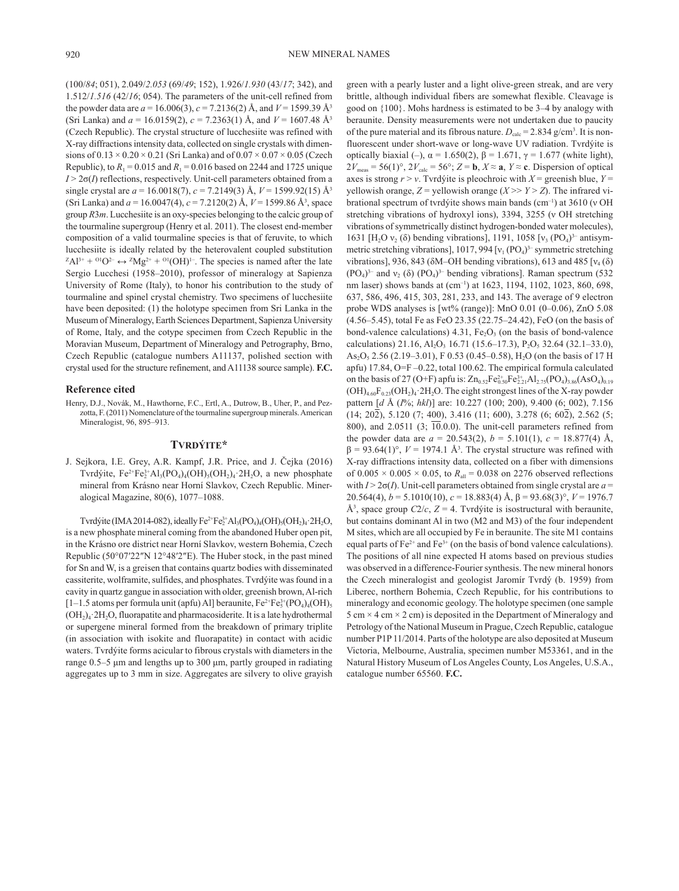(100/*84*; 051), 2.049/*2.053* (69/*49*; 152), 1.926/*1.930* (43/*17*; 342), and 1.512/*1.516* (42/*16*; 054). The parameters of the unit-cell refined from the powder data are $a$ = 16.006(3), $c$ = 7.2136(2) Å, and $V$ = 1599.39 Å$^3$ (Sri Lanka) and $a$ = 16.0159(2), $c$ = 7.2363(1) Å, and $V$ = 1607.48 Å$^3$ (Czech Republic). The crystal structure of lucchesiite was refined with X-ray diffractions intensity data, collected on single crystals with dimensions of 0.13 × 0.20 × 0.21 (Sri Lanka) and of 0.07 × 0.07 × 0.05 (Czech Republic), to $R_1$ = 0.015 and $R_1$ = 0.016 based on 2244 and 1725 unique $I > 2\sigma(I)$ reflections, respectively. Unit-cell parameters obtained from a single crystal are $a$ = 16.0018(7), $c$ = 7.2149(3) Å, $V$ = 1599.92(15) Å$^3$ (Sri Lanka) and $a$ = 16.0047(4), $c$ = 7.2120(2) Å, $V$ = 1599.86 Å$^3$, space group $R3m$. Lucchesiite is an oxy-species belonging to the calcic group of the tourmaline supergroup (Henry et al. 2011). The closest end-member composition of a valid tourmaline species is that of feruvite, to which lucchesiite is ideally related by the heterovalent coupled substitution $^{Z}Al^{3+} + {}^{O1}O^{2-} \leftrightarrow {}^{Z}Mg^{2+} + {}^{O1}(OH)^{1-}$. The species is named after the late Sergio Lucchesi (1958–2010), professor of mineralogy at Sapienza University of Rome (Italy), to honor his contribution to the study of tourmaline and spinel crystal chemistry. Two specimens of lucchesiite have been deposited: (1) the holotype specimen from Sri Lanka in the Museum of Mineralogy, Earth Sciences Department, Sapienza University of Rome, Italy, and the cotype specimen from Czech Republic in the Moravian Museum, Department of Mineralogy and Petrography, Brno, Czech Republic (catalogue numbers A11137, polished section with crystal used for the structure refinement, and A11138 source sample). **F.C.**

#### Reference cited

Henry, D.J., Novák, M., Hawthorne, F.C., Ertl, A., Dutrow, B., Uher, P., and Pezzotta, F. (2011) Nomenclature of the tourmaline supergroup minerals. American Mineralogist, 96, 895–913.

### Tvrdýite*

J. Sejkora, I.E. Grey, A.R. Kampf, J.R. Price, and J. Čejka (2016) Tvrdýite, $Fe^{2+}Fe^{3+}_2Al_3(PO_4)_4(OH)_5(OH_2)_4{\cdot}2H_2O$, a new phosphate mineral from Krásno near Horní Slavkov, Czech Republic. Mineralogical Magazine, 80(6), 1077–1088.

Tvrdýite (IMA 2014-082), ideally $Fe^{2+}Fe^{3+}_2Al_3(PO_4)_4(OH)_5(OH_2)_4{\cdot}2H_2O$, is a new phosphate mineral coming from the abandoned Huber open pit, in the Krásno ore district near Horní Slavkov, western Bohemia, Czech Republic (50°07′22″N 12°48′2″E). The Huber stock, in the past mined for Sn and W, is a greisen that contains quartz bodies with disseminated cassiterite, wolframite, sulfides, and phosphates. Tvrdýite was found in a cavity in quartz gangue in association with older, greenish brown, Al-rich [1–1.5 atoms per formula unit (apfu) Al] beraunite, $Fe^{2+}Fe^{3+}_5(PO_4)_4(OH)_5(OH_2)_4{\cdot}2H_2O$, fluorapatite and pharmacosiderite. It is a late hydrothermal or supergene mineral formed from the breakdown of primary triplite (in association with isokite and fluorapatite) in contact with acidic waters. Tvrdýite forms acicular to fibrous crystals with diameters in the range 0.5–5 μm and lengths up to 300 μm, partly grouped in radiating aggregates up to 3 mm in size. Aggregates are silvery to olive grayish green with a pearly luster and a light olive-green streak, and are very brittle, although individual fibers are somewhat flexible. Cleavage is good on {100}. Mohs hardness is estimated to be 3–4 by analogy with beraunite. Density measurements were not undertaken due to paucity of the pure material and its fibrous nature. $D_{calc}$ = 2.834 g/cm$^3$. It is nonfluorescent under short-wave or long-wave UV radiation. Tvrdýite is optically biaxial (–), $\alpha$ = 1.650(2), $\beta$ = 1.671, $\gamma$ = 1.677 (white light), $2V_{meas}$ = 56(1)°, $2V_{calc}$ = 56°; $Z$ = **b**, $X \approx$ **a**, $Y \approx$ **c**. Dispersion of optical axes is strong $r > v$. Tvrdýite is pleochroic with $X$ = greenish blue, $Y$ = yellowish orange, $Z$ = yellowish orange ($X >> Y > Z$). The infrared vibrational spectrum of tvrdýite shows main bands (cm$^{-1}$) at 3610 ($\nu$ OH stretching vibrations of hydroxyl ions), 3394, 3255 ($\nu$ OH stretching vibrations of symmetrically distinct hydrogen-bonded water molecules), 1631 [$H_2O$ $\nu_2$ ($\delta$) bending vibrations], 1191, 1058 [$\nu_3$ $(PO_4)^{3-}$ antisymmetric stretching vibrations], 1017, 994 [$\nu_1$ $(PO_4)^{3-}$ symmetric stretching vibrations], 936, 843 ($\delta$M–OH bending vibrations), 613 and 485 [$\nu_4$ ($\delta$) $(PO_4)^{3-}$ and $\nu_2$ ($\delta$) $(PO_4)^{3-}$ bending vibrations]. Raman spectrum (532 nm laser) shows bands at (cm$^{-1}$) at 1623, 1194, 1102, 1023, 860, 698, 637, 586, 496, 415, 303, 281, 233, and 143. The average of 9 electron probe WDS analyses is [wt% (range)]: MnO 0.01 (0–0.06), ZnO 5.08 (4.56–5.45), total Fe as FeO 23.35 (22.75–24.42), FeO (on the basis of bond-valence calculations) 4.31, $Fe_2O_3$ (on the basis of bond-valence calculations) 21.16, $Al_2O_3$ 16.71 (15.6–17.3), $P_2O_5$ 32.64 (32.1–33.0), $As_2O_5$ 2.56 (2.19–3.01), F 0.53 (0.45–0.58), $H_2O$ (on the basis of 17 H apfu) 17.84, O=F –0.22, total 100.62. The empirical formula calculated on the basis of 27 (O+F) apfu is: $Zn_{0.52}Fe^{2+}_{0.50}Fe^{3+}_{2.21}Al_{2.75}(PO_4)_{3.86}(AsO_4)_{0.19}(OH)_{4.60}F_{0.23}(OH_2)_4{\cdot}2H_2O$. The eight strongest lines of the X-ray powder pattern [$d$ Å ($I$%; $hkl$)] are: 10.227 (100; 200), 9.400 (6; 002), 7.156 (14; 20$\overline{2}$), 5.120 (7; 400), 3.416 (11; 600), 3.278 (6; 60$\overline{2}$), 2.562 (5; 800), and 2.0511 (3; $\overline{10}$.0.0). The unit-cell parameters refined from the powder data are $a$ = 20.543(2), $b$ = 5.101(1), $c$ = 18.877(4) Å, $\beta$ = 93.64(1)°, $V$ = 1974.1 Å$^3$. The crystal structure was refined with X-ray diffractions intensity data, collected on a fiber with dimensions of 0.005 × 0.005 × 0.05, to $R_{all}$ = 0.038 on 2276 observed reflections with $I > 2\sigma(I)$. Unit-cell parameters obtained from single crystal are $a$ = 20.564(4), $b$ = 5.1010(10), $c$ = 18.883(4) Å, $\beta$ = 93.68(3)°, $V$ = 1976.7 Å$^3$, space group $C2/c$, $Z$ = 4. Tvrdýite is isostructural with beraunite, but contains dominant Al in two (M2 and M3) of the four independent M sites, which are all occupied by Fe in beraunite. The site M1 contains equal parts of $Fe^{2+}$ and $Fe^{3+}$ (on the basis of bond valence calculations). The positions of all nine expected H atoms based on previous studies was observed in a difference-Fourier synthesis. The new mineral honors the Czech mineralogist and geologist Jaromír Tvrdý (b. 1959) from Liberec, northern Bohemia, Czech Republic, for his contributions to mineralogy and economic geology. The holotype specimen (one sample 5 cm × 4 cm × 2 cm) is deposited in the Department of Mineralogy and Petrology of the National Museum in Prague, Czech Republic, catalogue number P1P 11/2014. Parts of the holotype are also deposited at Museum Victoria, Melbourne, Australia, specimen number M53361, and in the Natural History Museum of Los Angeles County, Los Angeles, U.S.A., catalogue number 65560. **F.C.**